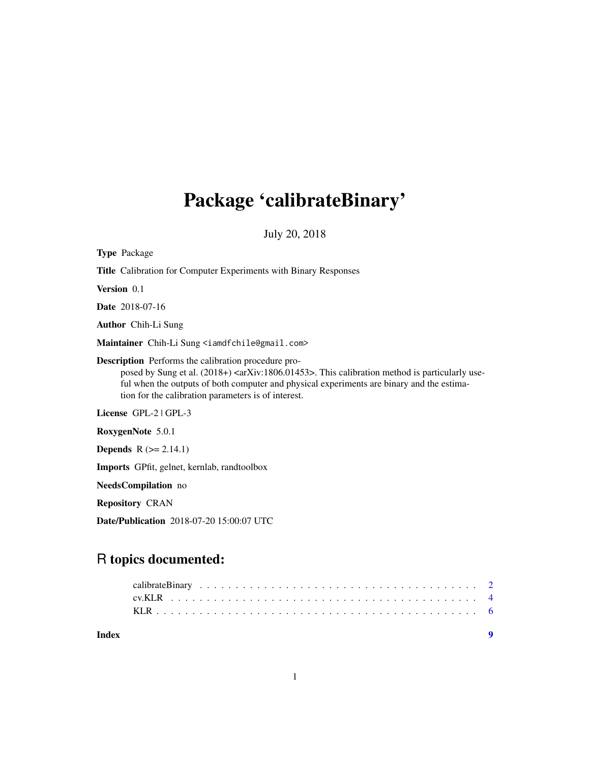# Package 'calibrateBinary'

July 20, 2018

**Type** Package

**Title** Calibration for Computer Experiments with Binary Responses

**Version** 0.1

**Date** 2018-07-16

**Author** Chih-Li Sung

**Maintainer** Chih-Li Sung <iamdfchile@gmail.com>

**Description** Performs the calibration procedure proposed by Sung et al. (2018+) <arXiv:1806.01453>. This calibration method is particularly useful when the outputs of both computer and physical experiments are binary and the estimation for the calibration parameters is of interest.

**License** GPL-2 | GPL-3

**RoxygenNote** 5.0.1

**Depends** R (>= 2.14.1)

**Imports** GPfit, gelnet, kernlab, randtoolbox

**NeedsCompilation** no

**Repository** CRAN

**Date/Publication** 2018-07-20 15:00:07 UTC

## R topics documented:

| | |
|---|---|
| calibrateBinary | 2 |
| cv.KLR | 4 |
| KLR | 6 |
| **Index** | **9** |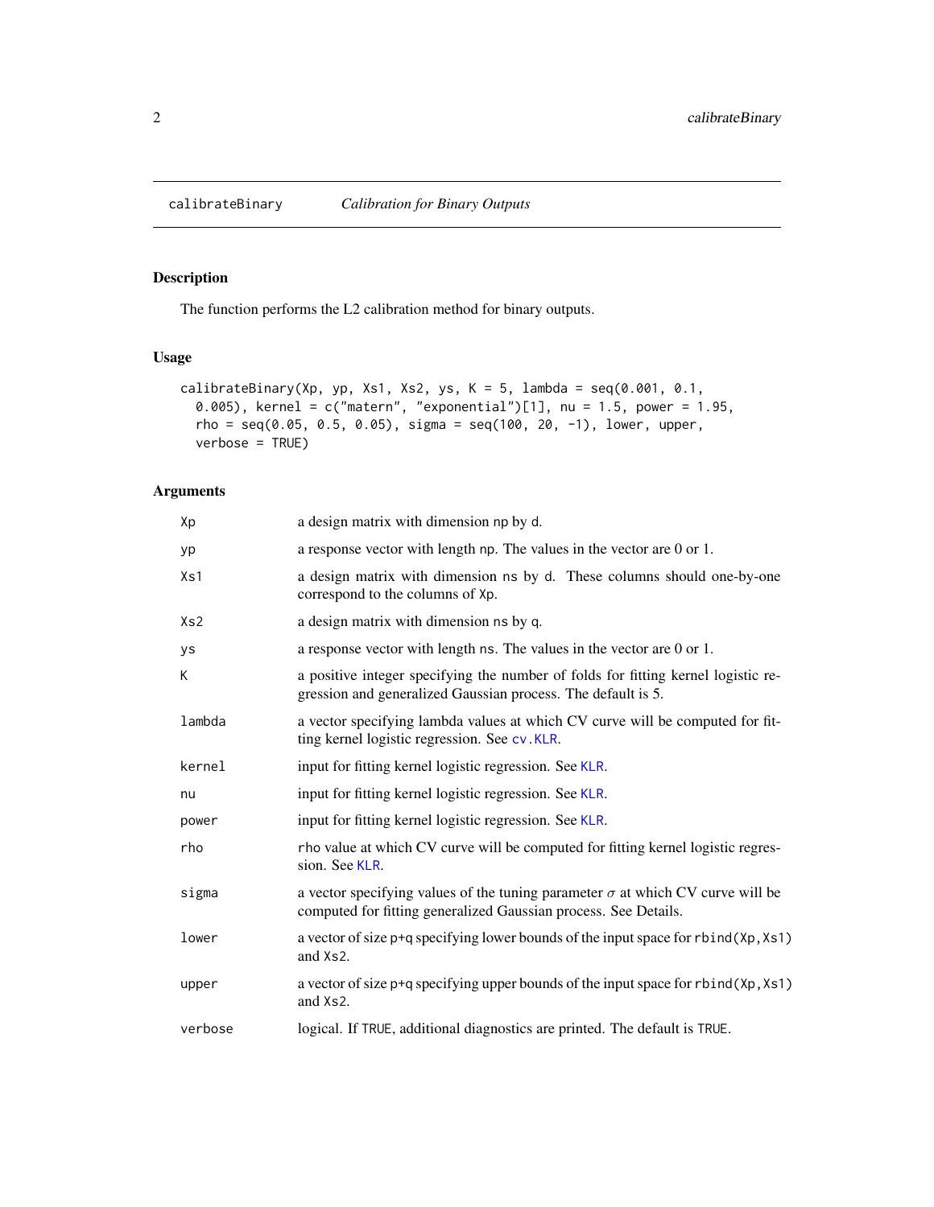## calibrateBinary — *Calibration for Binary Outputs*

### Description

The function performs the L2 calibration method for binary outputs.

### Usage

```
calibrateBinary(Xp, yp, Xs1, Xs2, ys, K = 5, lambda = seq(0.001, 0.1,
  0.005), kernel = c("matern", "exponential")[1], nu = 1.5, power = 1.95,
  rho = seq(0.05, 0.5, 0.05), sigma = seq(100, 20, -1), lower, upper,
  verbose = TRUE)
```

### Arguments

| Argument | Description |
|---|---|
| `Xp` | a design matrix with dimension `np` by `d`. |
| `yp` | a response vector with length `np`. The values in the vector are 0 or 1. |
| `Xs1` | a design matrix with dimension `ns` by `d`. These columns should one-by-one correspond to the columns of `Xp`. |
| `Xs2` | a design matrix with dimension `ns` by `q`. |
| `ys` | a response vector with length `ns`. The values in the vector are 0 or 1. |
| `K` | a positive integer specifying the number of folds for fitting kernel logistic regression and generalized Gaussian process. The default is 5. |
| `lambda` | a vector specifying lambda values at which CV curve will be computed for fitting kernel logistic regression. See `cv.KLR`. |
| `kernel` | input for fitting kernel logistic regression. See `KLR`. |
| `nu` | input for fitting kernel logistic regression. See `KLR`. |
| `power` | input for fitting kernel logistic regression. See `KLR`. |
| `rho` | `rho` value at which CV curve will be computed for fitting kernel logistic regression. See `KLR`. |
| `sigma` | a vector specifying values of the tuning parameter $\sigma$ at which CV curve will be computed for fitting generalized Gaussian process. See Details. |
| `lower` | a vector of size `p+q` specifying lower bounds of the input space for `rbind(Xp,Xs1)` and `Xs2`. |
| `upper` | a vector of size `p+q` specifying upper bounds of the input space for `rbind(Xp,Xs1)` and `Xs2`. |
| `verbose` | logical. If `TRUE`, additional diagnostics are printed. The default is `TRUE`. |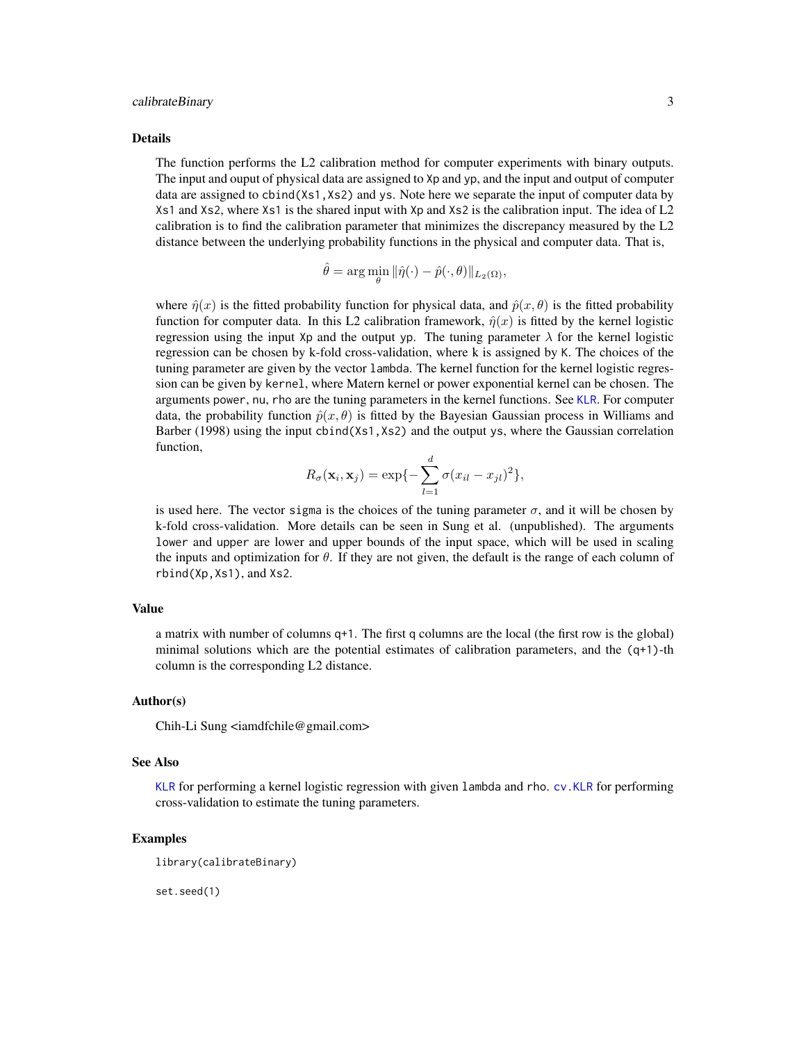## Details

The function performs the L2 calibration method for computer experiments with binary outputs. The input and ouput of physical data are assigned to `Xp` and `yp`, and the input and output of computer data are assigned to `cbind(Xs1,Xs2)` and `ys`. Note here we separate the input of computer data by `Xs1` and `Xs2`, where `Xs1` is the shared input with `Xp` and `Xs2` is the calibration input. The idea of L2 calibration is to find the calibration parameter that minimizes the discrepancy measured by the L2 distance between the underlying probability functions in the physical and computer data. That is,

$$\hat{\theta} = \arg\min_{\theta} \|\hat{\eta}(\cdot) - \hat{p}(\cdot, \theta)\|_{L_2(\Omega)},$$

where $\hat{\eta}(x)$ is the fitted probability function for physical data, and $\hat{p}(x, \theta)$ is the fitted probability function for computer data. In this L2 calibration framework, $\hat{\eta}(x)$ is fitted by the kernel logistic regression using the input `Xp` and the output `yp`. The tuning parameter $\lambda$ for the kernel logistic regression can be chosen by k-fold cross-validation, where k is assigned by `K`. The choices of the tuning parameter are given by the vector `lambda`. The kernel function for the kernel logistic regression can be given by `kernel`, where Matern kernel or power exponential kernel can be chosen. The arguments `power`, `nu`, `rho` are the tuning parameters in the kernel functions. See `KLR`. For computer data, the probability function $\hat{p}(x, \theta)$ is fitted by the Bayesian Gaussian process in Williams and Barber (1998) using the input `cbind(Xs1,Xs2)` and the output `ys`, where the Gaussian correlation function,

$$R_{\sigma}(\mathbf{x}_i, \mathbf{x}_j) = \exp\{-\sum_{l=1}^{d} \sigma(x_{il} - x_{jl})^2\},$$

is used here. The vector `sigma` is the choices of the tuning parameter $\sigma$, and it will be chosen by k-fold cross-validation. More details can be seen in Sung et al. (unpublished). The arguments `lower` and `upper` are lower and upper bounds of the input space, which will be used in scaling the inputs and optimization for $\theta$. If they are not given, the default is the range of each column of `rbind(Xp,Xs1)`, and `Xs2`.

## Value

a matrix with number of columns `q+1`. The first `q` columns are the local (the first row is the global) minimal solutions which are the potential estimates of calibration parameters, and the `(q+1)`-th column is the corresponding L2 distance.

## Author(s)

Chih-Li Sung <iamdfchile@gmail.com>

## See Also

`KLR` for performing a kernel logistic regression with given `lambda` and `rho`. `cv.KLR` for performing cross-validation to estimate the tuning parameters.

## Examples

```
library(calibrateBinary)

set.seed(1)
```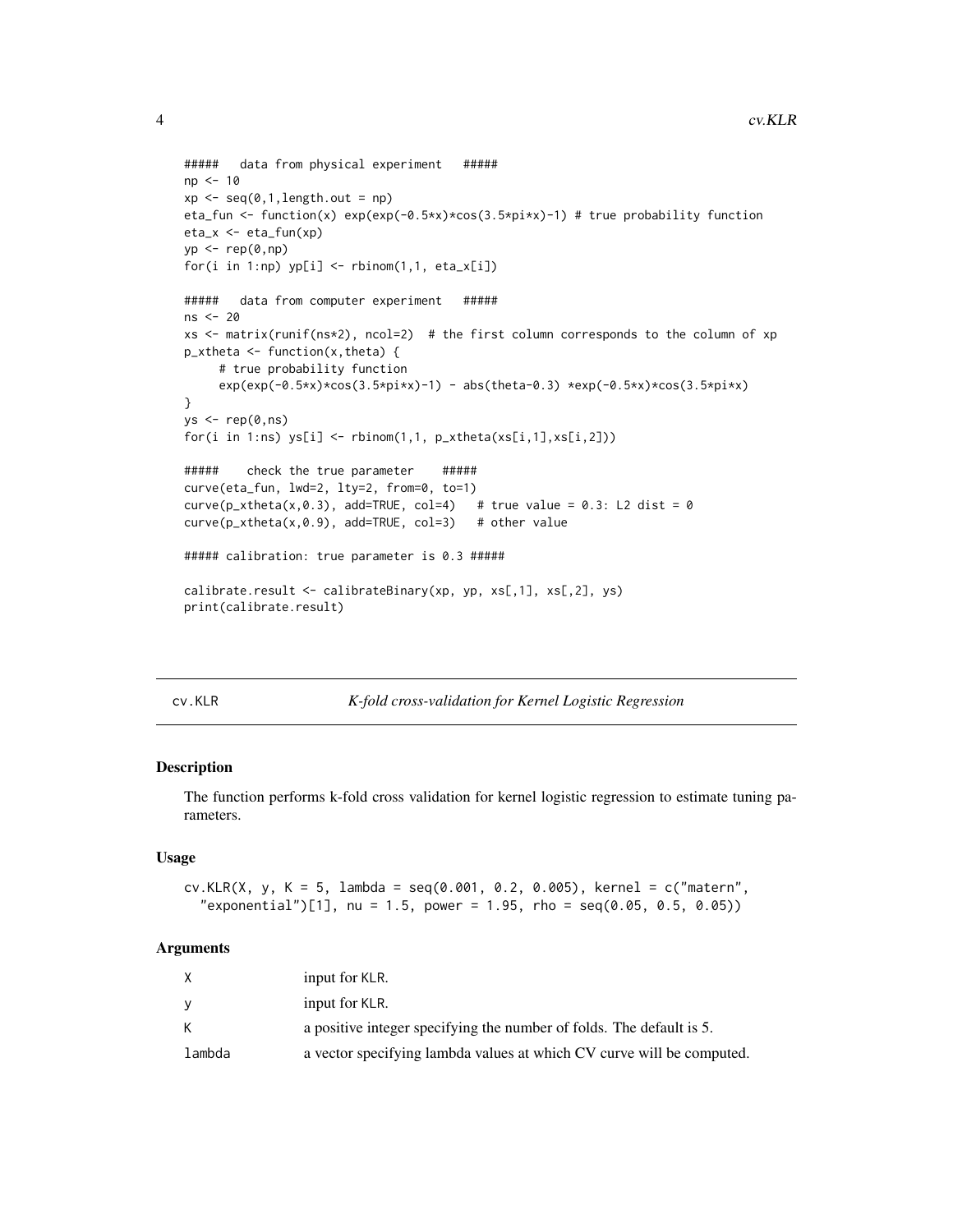```
#####   data from physical experiment   #####
np <- 10
xp <- seq(0,1,length.out = np)
eta_fun <- function(x) exp(exp(-0.5*x)*cos(3.5*pi*x)-1) # true probability function
eta_x <- eta_fun(xp)
yp <- rep(0,np)
for(i in 1:np) yp[i] <- rbinom(1,1, eta_x[i])

#####   data from computer experiment   #####
ns <- 20
xs <- matrix(runif(ns*2), ncol=2)  # the first column corresponds to the column of xp
p_xtheta <- function(x,theta) {
     # true probability function
     exp(exp(-0.5*x)*cos(3.5*pi*x)-1) - abs(theta-0.3) *exp(-0.5*x)*cos(3.5*pi*x)
}
ys <- rep(0,ns)
for(i in 1:ns) ys[i] <- rbinom(1,1, p_xtheta(xs[i,1],xs[i,2]))

#####    check the true parameter    #####
curve(eta_fun, lwd=2, lty=2, from=0, to=1)
curve(p_xtheta(x,0.3), add=TRUE, col=4)   # true value = 0.3: L2 dist = 0
curve(p_xtheta(x,0.9), add=TRUE, col=3)   # other value

##### calibration: true parameter is 0.3 #####

calibrate.result <- calibrateBinary(xp, yp, xs[,1], xs[,2], ys)
print(calibrate.result)
```

---

## cv.KLR — *K-fold cross-validation for Kernel Logistic Regression*

### Description

The function performs k-fold cross validation for kernel logistic regression to estimate tuning parameters.

### Usage

```
cv.KLR(X, y, K = 5, lambda = seq(0.001, 0.2, 0.005), kernel = c("matern",
  "exponential")[1], nu = 1.5, power = 1.95, rho = seq(0.05, 0.5, 0.05))
```

### Arguments

| | |
|---|---|
| X | input for KLR. |
| y | input for KLR. |
| K | a positive integer specifying the number of folds. The default is 5. |
| lambda | a vector specifying lambda values at which CV curve will be computed. |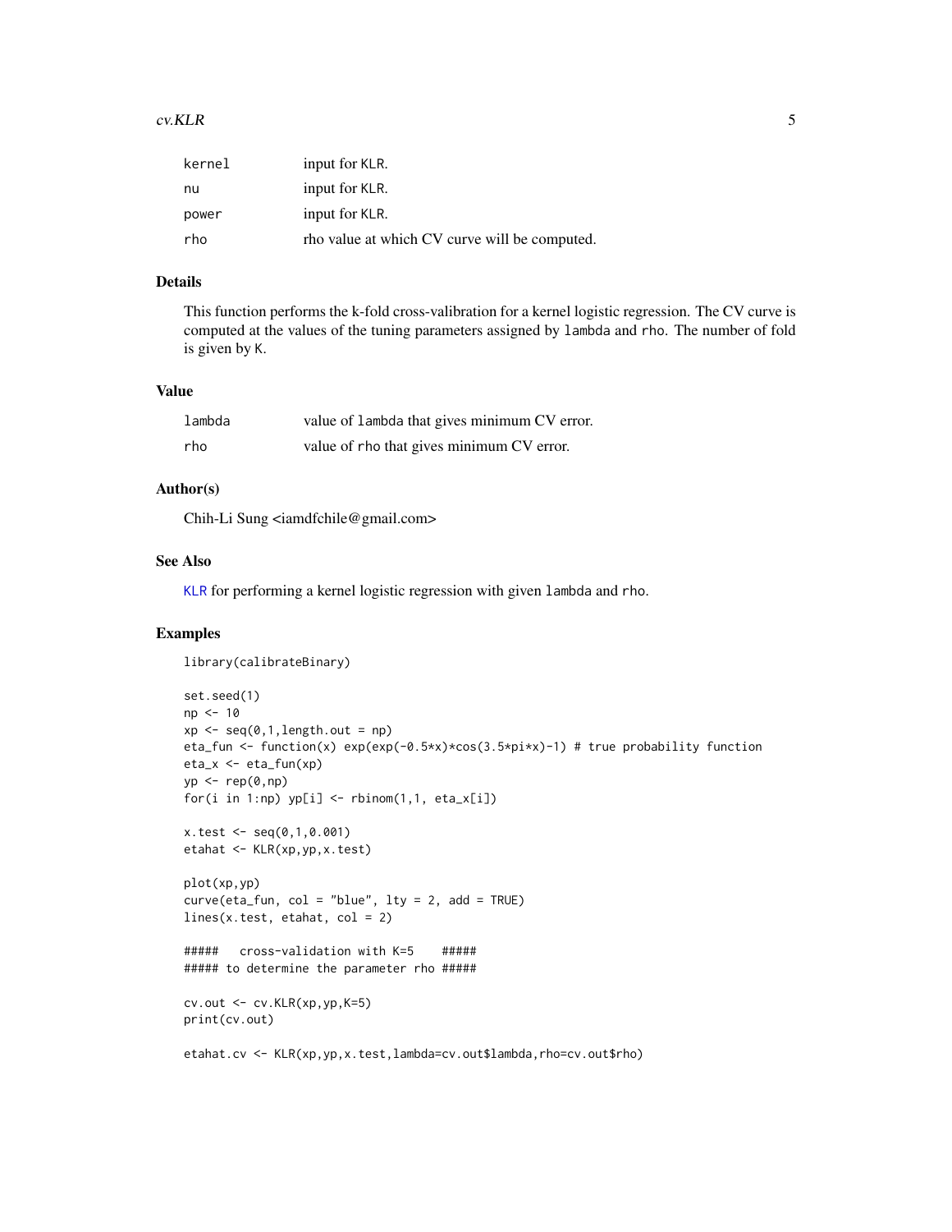| | |
|---|---|
| kernel | input for KLR. |
| nu | input for KLR. |
| power | input for KLR. |
| rho | rho value at which CV curve will be computed. |

## Details

This function performs the k-fold cross-valibration for a kernel logistic regression. The CV curve is computed at the values of the tuning parameters assigned by lambda and rho. The number of fold is given by K.

## Value

| | |
|---|---|
| lambda | value of lambda that gives minimum CV error. |
| rho | value of rho that gives minimum CV error. |

## Author(s)

Chih-Li Sung <iamdfchile@gmail.com>

## See Also

KLR for performing a kernel logistic regression with given lambda and rho.

## Examples

```
library(calibrateBinary)

set.seed(1)
np <- 10
xp <- seq(0,1,length.out = np)
eta_fun <- function(x) exp(exp(-0.5*x)*cos(3.5*pi*x)-1) # true probability function
eta_x <- eta_fun(xp)
yp <- rep(0,np)
for(i in 1:np) yp[i] <- rbinom(1,1, eta_x[i])

x.test <- seq(0,1,0.001)
etahat <- KLR(xp,yp,x.test)

plot(xp,yp)
curve(eta_fun, col = "blue", lty = 2, add = TRUE)
lines(x.test, etahat, col = 2)

#####   cross-validation with K=5    #####
##### to determine the parameter rho #####

cv.out <- cv.KLR(xp,yp,K=5)
print(cv.out)

etahat.cv <- KLR(xp,yp,x.test,lambda=cv.out$lambda,rho=cv.out$rho)
```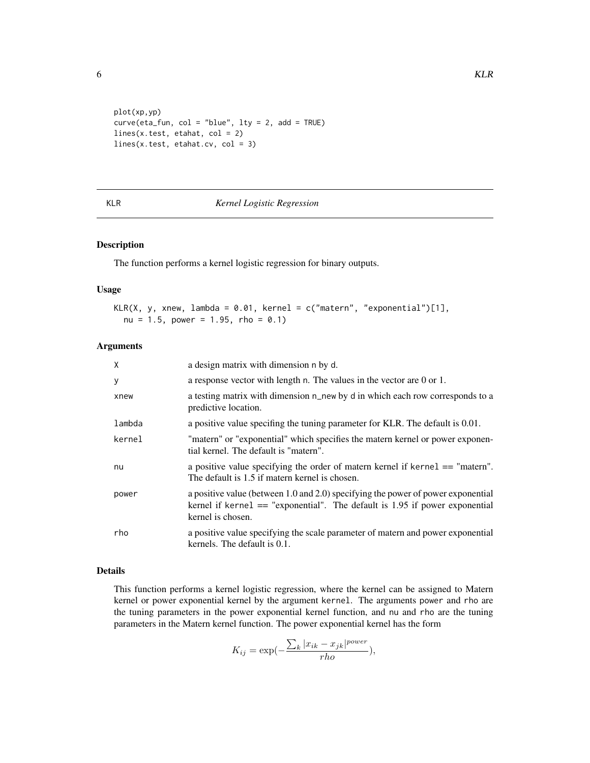```
plot(xp,yp)
curve(eta_fun, col = "blue", lty = 2, add = TRUE)
lines(x.test, etahat, col = 2)
lines(x.test, etahat.cv, col = 3)
```

## KLR — *Kernel Logistic Regression*

### Description

The function performs a kernel logistic regression for binary outputs.

### Usage

```
KLR(X, y, xnew, lambda = 0.01, kernel = c("matern", "exponential")[1],
  nu = 1.5, power = 1.95, rho = 0.1)
```

### Arguments

| | |
|---|---|
| X | a design matrix with dimension n by d. |
| y | a response vector with length n. The values in the vector are 0 or 1. |
| xnew | a testing matrix with dimension n_new by d in which each row corresponds to a predictive location. |
| lambda | a positive value specifing the tuning parameter for KLR. The default is 0.01. |
| kernel | "matern" or "exponential" which specifies the matern kernel or power exponential kernel. The default is "matern". |
| nu | a positive value specifying the order of matern kernel if kernel == "matern". The default is 1.5 if matern kernel is chosen. |
| power | a positive value (between 1.0 and 2.0) specifying the power of power exponential kernel if kernel == "exponential". The default is 1.95 if power exponential kernel is chosen. |
| rho | a positive value specifying the scale parameter of matern and power exponential kernels. The default is 0.1. |

### Details

This function performs a kernel logistic regression, where the kernel can be assigned to Matern kernel or power exponential kernel by the argument kernel. The arguments power and rho are the tuning parameters in the power exponential kernel function, and nu and rho are the tuning parameters in the Matern kernel function. The power exponential kernel has the form

$$K_{ij} = \exp(-\frac{\sum_k |x_{ik} - x_{jk}|^{power}}{rho}),$$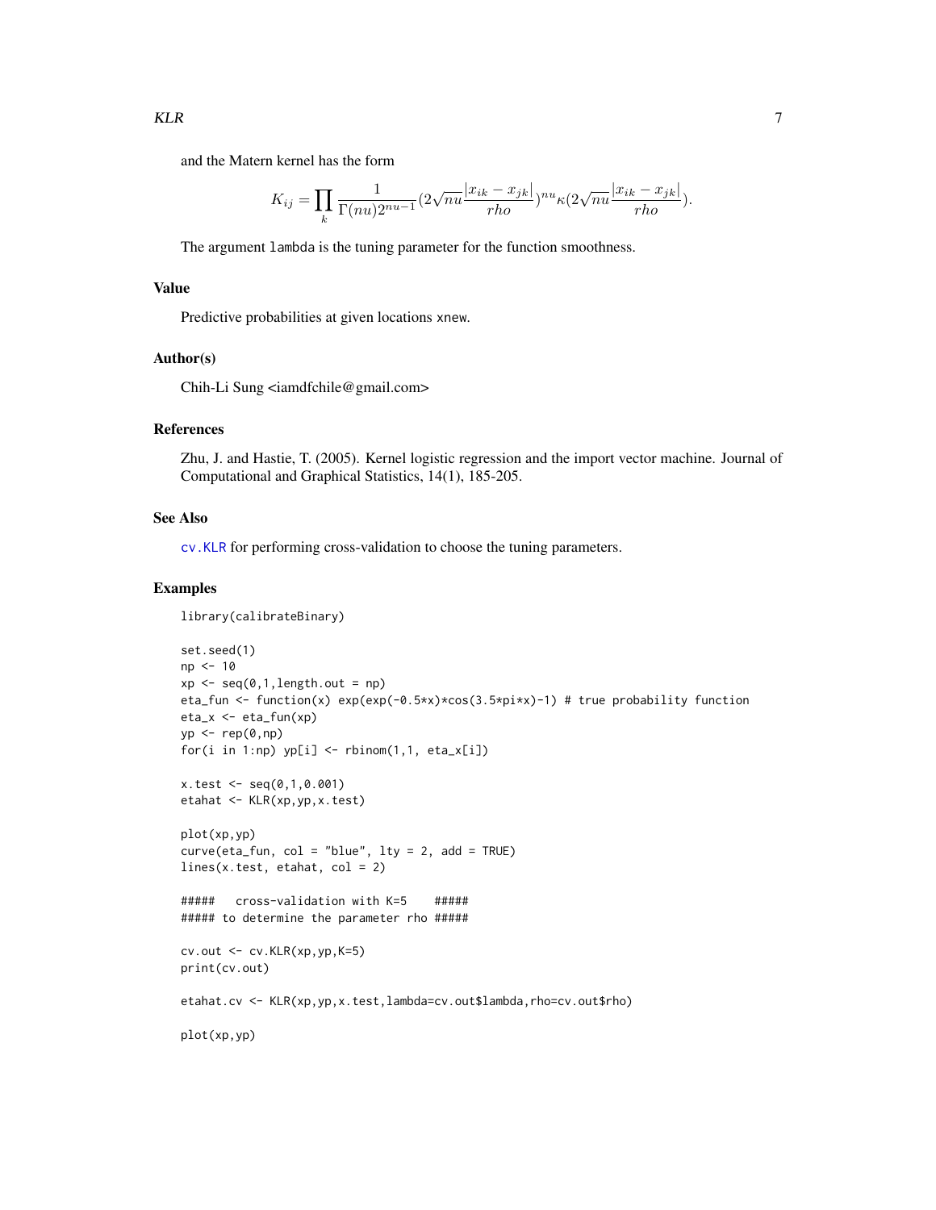and the Matern kernel has the form

$$K_{ij} = \prod_k \frac{1}{\Gamma(nu)2^{nu-1}}(2\sqrt{nu}\frac{|x_{ik}-x_{jk}|}{rho})^{nu}\kappa(2\sqrt{nu}\frac{|x_{ik}-x_{jk}|}{rho}).$$

The argument lambda is the tuning parameter for the function smoothness.

## Value

Predictive probabilities at given locations xnew.

## Author(s)

Chih-Li Sung <iamdfchile@gmail.com>

## References

Zhu, J. and Hastie, T. (2005). Kernel logistic regression and the import vector machine. Journal of Computational and Graphical Statistics, 14(1), 185-205.

## See Also

cv.KLR for performing cross-validation to choose the tuning parameters.

## Examples

```
library(calibrateBinary)

set.seed(1)
np <- 10
xp <- seq(0,1,length.out = np)
eta_fun <- function(x) exp(exp(-0.5*x)*cos(3.5*pi*x)-1) # true probability function
eta_x <- eta_fun(xp)
yp <- rep(0,np)
for(i in 1:np) yp[i] <- rbinom(1,1, eta_x[i])

x.test <- seq(0,1,0.001)
etahat <- KLR(xp,yp,x.test)

plot(xp,yp)
curve(eta_fun, col = "blue", lty = 2, add = TRUE)
lines(x.test, etahat, col = 2)

#####   cross-validation with K=5    #####
##### to determine the parameter rho #####

cv.out <- cv.KLR(xp,yp,K=5)
print(cv.out)

etahat.cv <- KLR(xp,yp,x.test,lambda=cv.out$lambda,rho=cv.out$rho)

plot(xp,yp)
```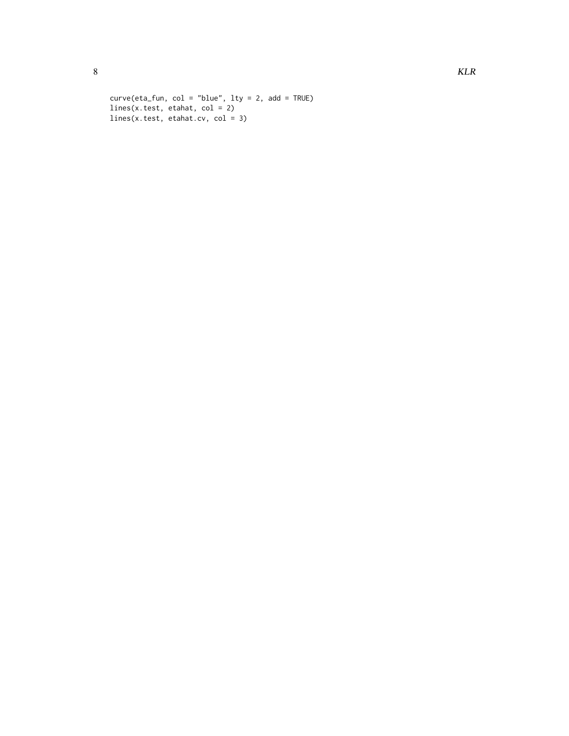```
curve(eta_fun, col = "blue", lty = 2, add = TRUE)
lines(x.test, etahat, col = 2)
lines(x.test, etahat.cv, col = 3)
```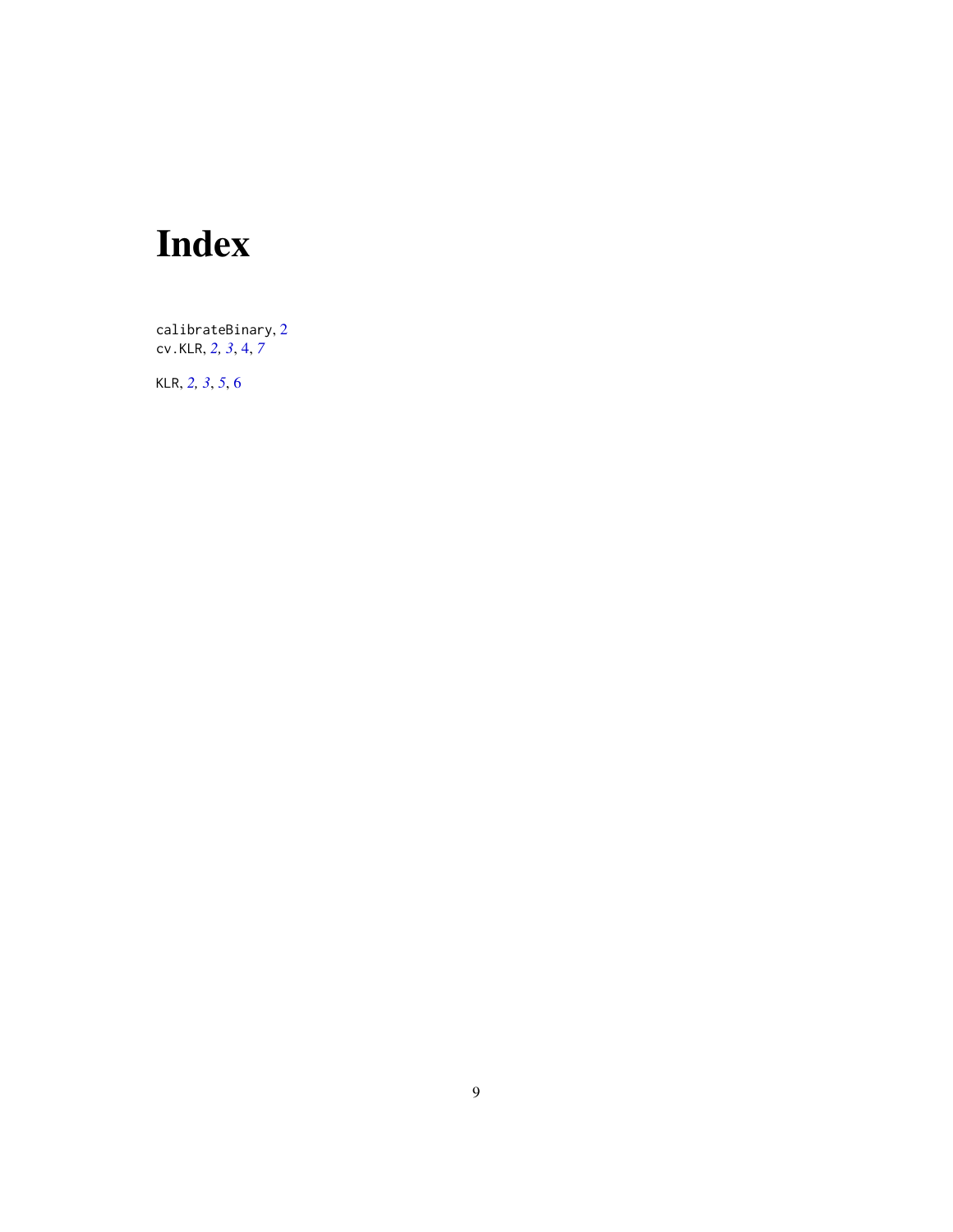# Index

calibrateBinary, 2
cv.KLR, *2, 3*, 4, *7*

KLR, *2, 3*, *5*, 6